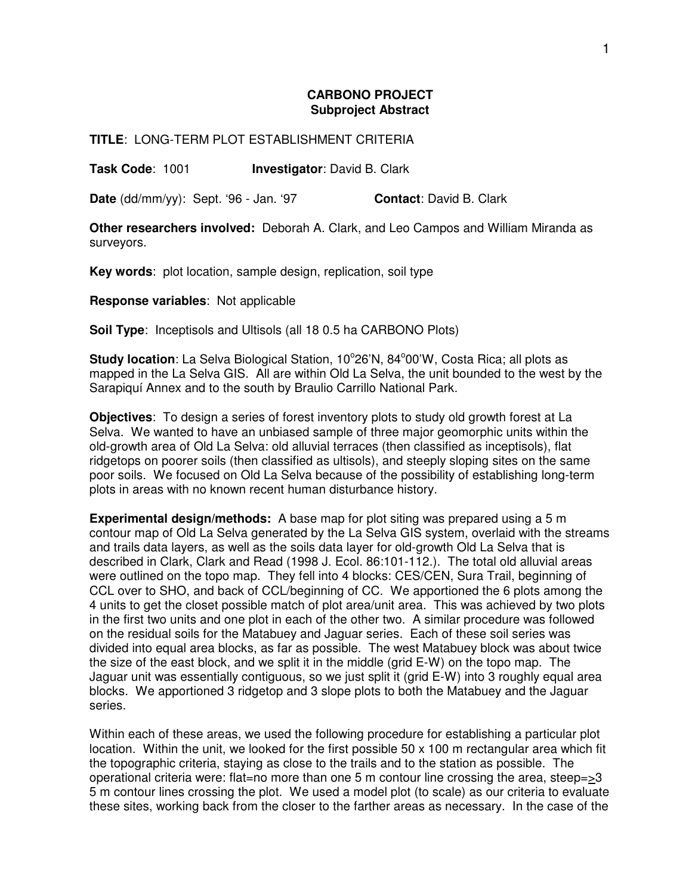# CARBONO PROJECT
## Subproject Abstract

**TITLE**: LONG-TERM PLOT ESTABLISHMENT CRITERIA

**Task Code**: 1001 **Investigator**: David B. Clark

**Date** (dd/mm/yy): Sept. '96 - Jan. '97 **Contact**: David B. Clark

**Other researchers involved:** Deborah A. Clark, and Leo Campos and William Miranda as surveyors.

**Key words**: plot location, sample design, replication, soil type

**Response variables**: Not applicable

**Soil Type**: Inceptisols and Ultisols (all 18 0.5 ha CARBONO Plots)

**Study location**: La Selva Biological Station, 10°26'N, 84°00'W, Costa Rica; all plots as mapped in the La Selva GIS. All are within Old La Selva, the unit bounded to the west by the Sarapiquí Annex and to the south by Braulio Carrillo National Park.

**Objectives**: To design a series of forest inventory plots to study old growth forest at La Selva. We wanted to have an unbiased sample of three major geomorphic units within the old-growth area of Old La Selva: old alluvial terraces (then classified as inceptisols), flat ridgetops on poorer soils (then classified as ultisols), and steeply sloping sites on the same poor soils. We focused on Old La Selva because of the possibility of establishing long-term plots in areas with no known recent human disturbance history.

**Experimental design/methods:** A base map for plot siting was prepared using a 5 m contour map of Old La Selva generated by the La Selva GIS system, overlaid with the streams and trails data layers, as well as the soils data layer for old-growth Old La Selva that is described in Clark, Clark and Read (1998 J. Ecol. 86:101-112.). The total old alluvial areas were outlined on the topo map. They fell into 4 blocks: CES/CEN, Sura Trail, beginning of CCL over to SHO, and back of CCL/beginning of CC. We apportioned the 6 plots among the 4 units to get the closet possible match of plot area/unit area. This was achieved by two plots in the first two units and one plot in each of the other two. A similar procedure was followed on the residual soils for the Matabuey and Jaguar series. Each of these soil series was divided into equal area blocks, as far as possible. The west Matabuey block was about twice the size of the east block, and we split it in the middle (grid E-W) on the topo map. The Jaguar unit was essentially contiguous, so we just split it (grid E-W) into 3 roughly equal area blocks. We apportioned 3 ridgetop and 3 slope plots to both the Matabuey and the Jaguar series.

Within each of these areas, we used the following procedure for establishing a particular plot location. Within the unit, we looked for the first possible 50 x 100 m rectangular area which fit the topographic criteria, staying as close to the trails and to the station as possible. The operational criteria were: flat=no more than one 5 m contour line crossing the area, steep=≥3 5 m contour lines crossing the plot. We used a model plot (to scale) as our criteria to evaluate these sites, working back from the closer to the farther areas as necessary. In the case of the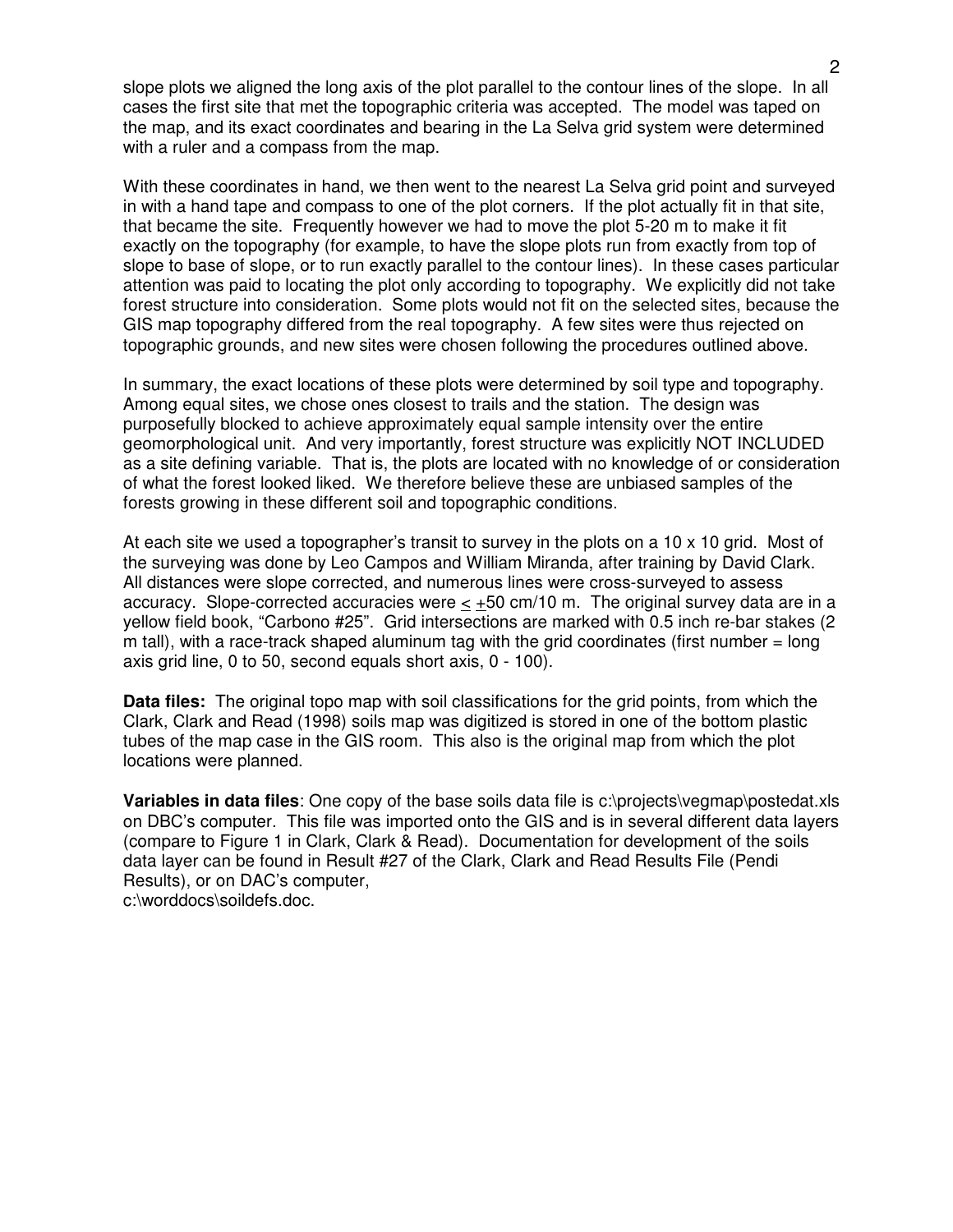slope plots we aligned the long axis of the plot parallel to the contour lines of the slope. In all cases the first site that met the topographic criteria was accepted. The model was taped on the map, and its exact coordinates and bearing in the La Selva grid system were determined with a ruler and a compass from the map.

With these coordinates in hand, we then went to the nearest La Selva grid point and surveyed in with a hand tape and compass to one of the plot corners. If the plot actually fit in that site, that became the site. Frequently however we had to move the plot 5-20 m to make it fit exactly on the topography (for example, to have the slope plots run from exactly from top of slope to base of slope, or to run exactly parallel to the contour lines). In these cases particular attention was paid to locating the plot only according to topography. We explicitly did not take forest structure into consideration. Some plots would not fit on the selected sites, because the GIS map topography differed from the real topography. A few sites were thus rejected on topographic grounds, and new sites were chosen following the procedures outlined above.

In summary, the exact locations of these plots were determined by soil type and topography. Among equal sites, we chose ones closest to trails and the station. The design was purposefully blocked to achieve approximately equal sample intensity over the entire geomorphological unit. And very importantly, forest structure was explicitly NOT INCLUDED as a site defining variable. That is, the plots are located with no knowledge of or consideration of what the forest looked liked. We therefore believe these are unbiased samples of the forests growing in these different soil and topographic conditions.

At each site we used a topographer's transit to survey in the plots on a 10 x 10 grid. Most of the surveying was done by Leo Campos and William Miranda, after training by David Clark. All distances were slope corrected, and numerous lines were cross-surveyed to assess accuracy. Slope-corrected accuracies were $\leq \pm 50$ cm/10 m. The original survey data are in a yellow field book, "Carbono #25". Grid intersections are marked with 0.5 inch re-bar stakes (2 m tall), with a race-track shaped aluminum tag with the grid coordinates (first number = long axis grid line, 0 to 50, second equals short axis, 0 - 100).

**Data files:** The original topo map with soil classifications for the grid points, from which the Clark, Clark and Read (1998) soils map was digitized is stored in one of the bottom plastic tubes of the map case in the GIS room. This also is the original map from which the plot locations were planned.

**Variables in data files**: One copy of the base soils data file is c:\projects\vegmap\postedat.xls on DBC's computer. This file was imported onto the GIS and is in several different data layers (compare to Figure 1 in Clark, Clark & Read). Documentation for development of the soils data layer can be found in Result #27 of the Clark, Clark and Read Results File (Pendi Results), or on DAC's computer,
c:\worddocs\soildefs.doc.